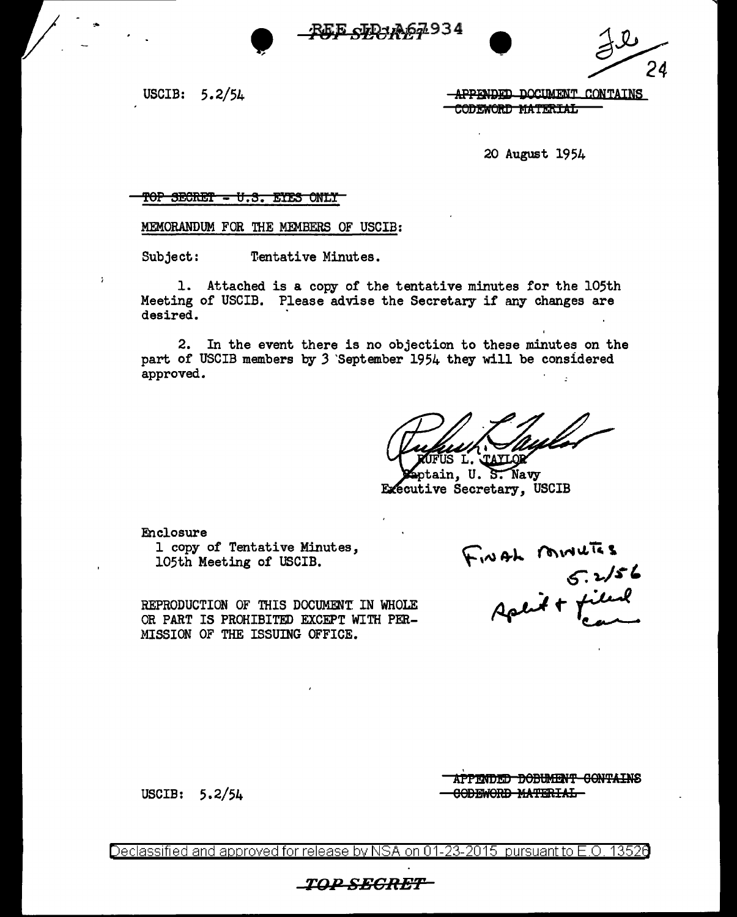REF ID:A67934

TOP SECRET

USCIB: 5.2/54

~~APPENDED DOCUMENT CONTAINS CODEWORD MATERIAL~~

20 August 1954

~~TOP SECRET - U.S. EYES ONLY~~

MEMORANDUM FOR THE MEMBERS OF USCIB:

Subject: Tentative Minutes.

1. Attached is a copy of the tentative minutes for the 105th Meeting of USCIB. Please advise the Secretary if any changes are desired.

2. In the event there is no objection to these minutes on the part of USCIB members by 3 September 1954 they will be considered approved.

RUFUS L. TAYLOR
Captain, U. S. Navy
Executive Secretary, USCIB

Enclosure
1 copy of Tentative Minutes, 105th Meeting of USCIB.

FINAL MINUTES
5.2/56
Split + filed

REPRODUCTION OF THIS DOCUMENT IN WHOLE OR PART IS PROHIBITED EXCEPT WITH PERMISSION OF THE ISSUING OFFICE.

USCIB: 5.2/54

~~APPENDED DOCUMENT CONTAINS CODEWORD MATERIAL~~

Declassified and approved for release by NSA on 01-23-2015 pursuant to E.O. 13526

TOP SECRET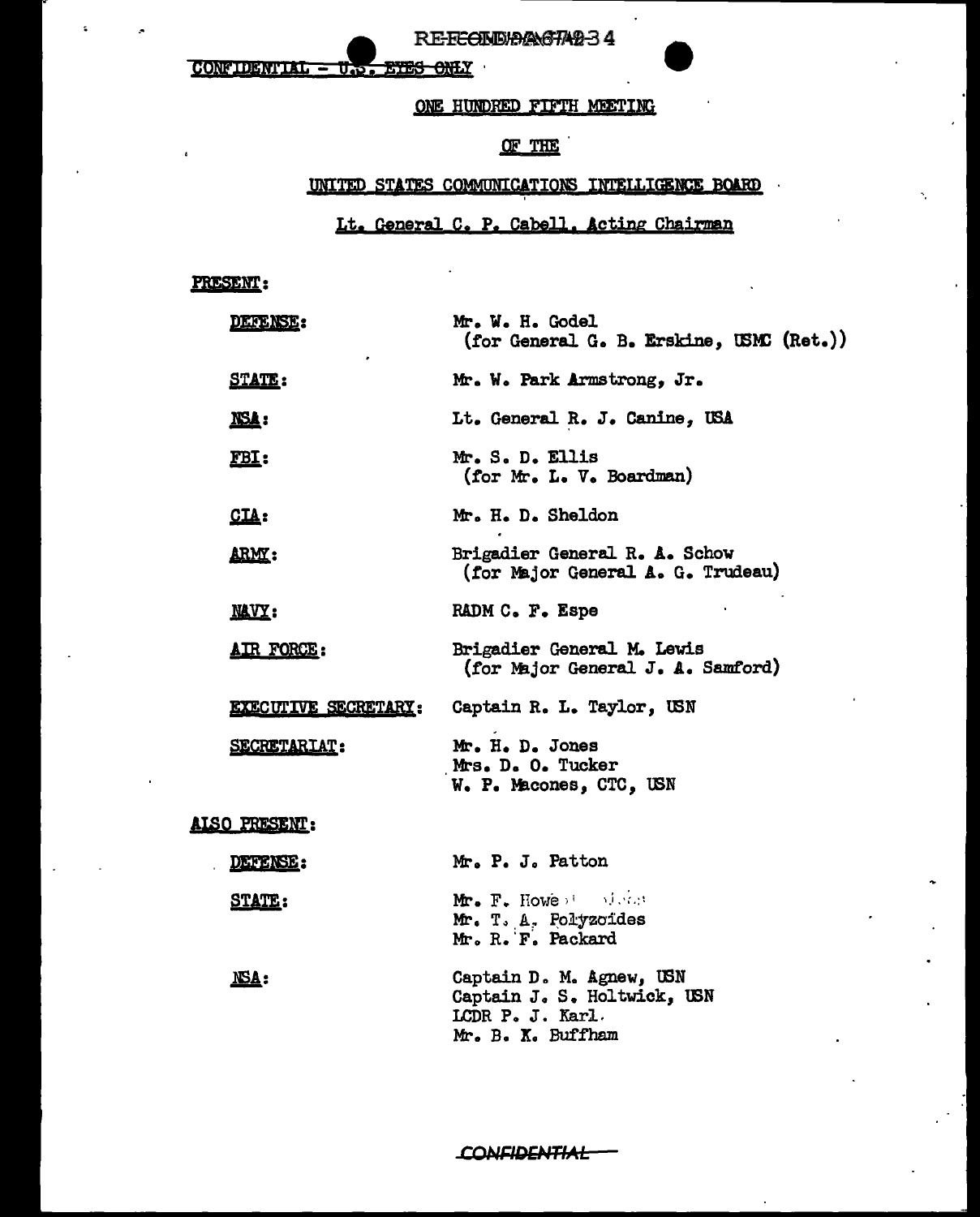REF ID:A67234

CONFIDENTIAL - U.S. EYES ONLY

## ONE HUNDRED FIFTH MEETING

## OF THE

## UNITED STATES COMMUNICATIONS INTELLIGENCE BOARD

Lt. General C. P. Cabell, Acting Chairman

**PRESENT:**

| | |
|---|---|
| DEFENSE: | Mr. W. H. Godel (for General G. B. Erskine, USMC (Ret.)) |
| STATE: | Mr. W. Park Armstrong, Jr. |
| NSA: | Lt. General R. J. Canine, USA |
| FBI: | Mr. S. D. Ellis (for Mr. L. V. Boardman) |
| CIA: | Mr. H. D. Sheldon |
| ARMY: | Brigadier General R. A. Schow (for Major General A. G. Trudeau) |
| NAVY: | RADM C. F. Espe |
| AIR FORCE: | Brigadier General M. Lewis (for Major General J. A. Samford) |
| EXECUTIVE SECRETARY: | Captain R. L. Taylor, USN |
| SECRETARIAT: | Mr. H. D. Jones<br>Mrs. D. O. Tucker<br>W. P. Macones, CTC, USN |

**ALSO PRESENT:**

| | |
|---|---|
| DEFENSE: | Mr. P. J. Patton |
| STATE: | Mr. F. Howe<br>Mr. T. A. Polyzoides<br>Mr. R. F. Packard |
| NSA: | Captain D. M. Agnew, USN<br>Captain J. S. Holtwick, USN<br>LCDR P. J. Karl<br>Mr. B. K. Buffham |

CONFIDENTIAL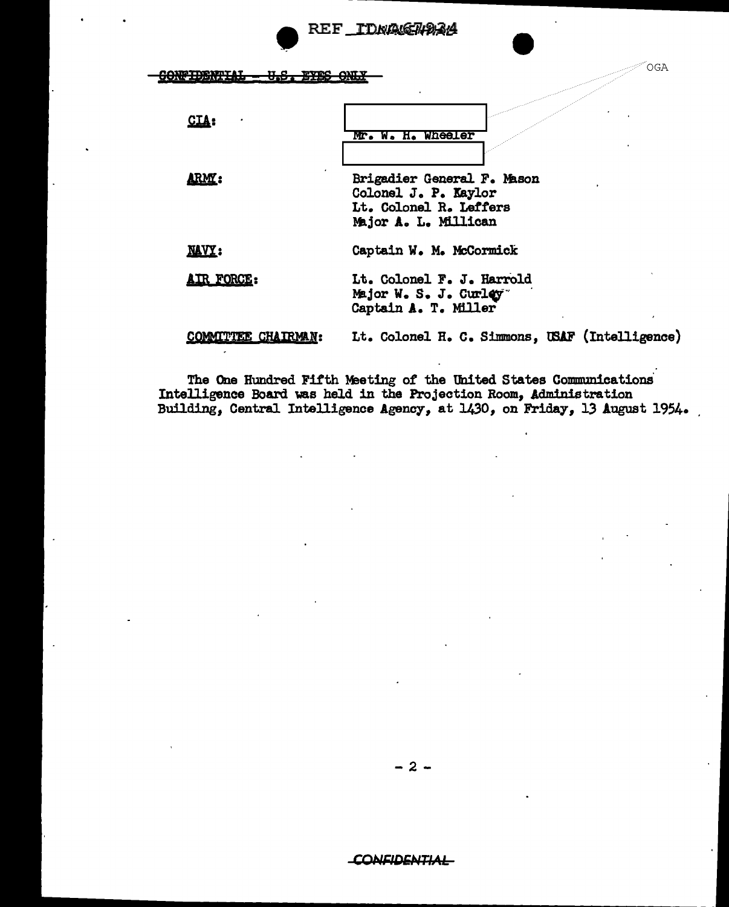REF ID:A67934

CONFIDENTIAL - U.S. EYES ONLY

OGA

| | |
|---|---|
| **CIA:** | Mr. W. H. Wheeler |
| **ARMY:** | Brigadier General F. Mason<br>Colonel J. P. Kaylor<br>Lt. Colonel R. Leffers<br>Major A. L. Millican |
| **NAVY:** | Captain W. M. McCormick |
| **AIR FORCE:** | Lt. Colonel F. J. Harrold<br>Major W. S. J. Curley<br>Captain A. T. Miller |
| **COMMITTEE CHAIRMAN:** | Lt. Colonel H. C. Simmons, USAF (Intelligence) |

The One Hundred Fifth Meeting of the United States Communications Intelligence Board was held in the Projection Room, Administration Building, Central Intelligence Agency, at 1430, on Friday, 13 August 1954.

CONFIDENTIAL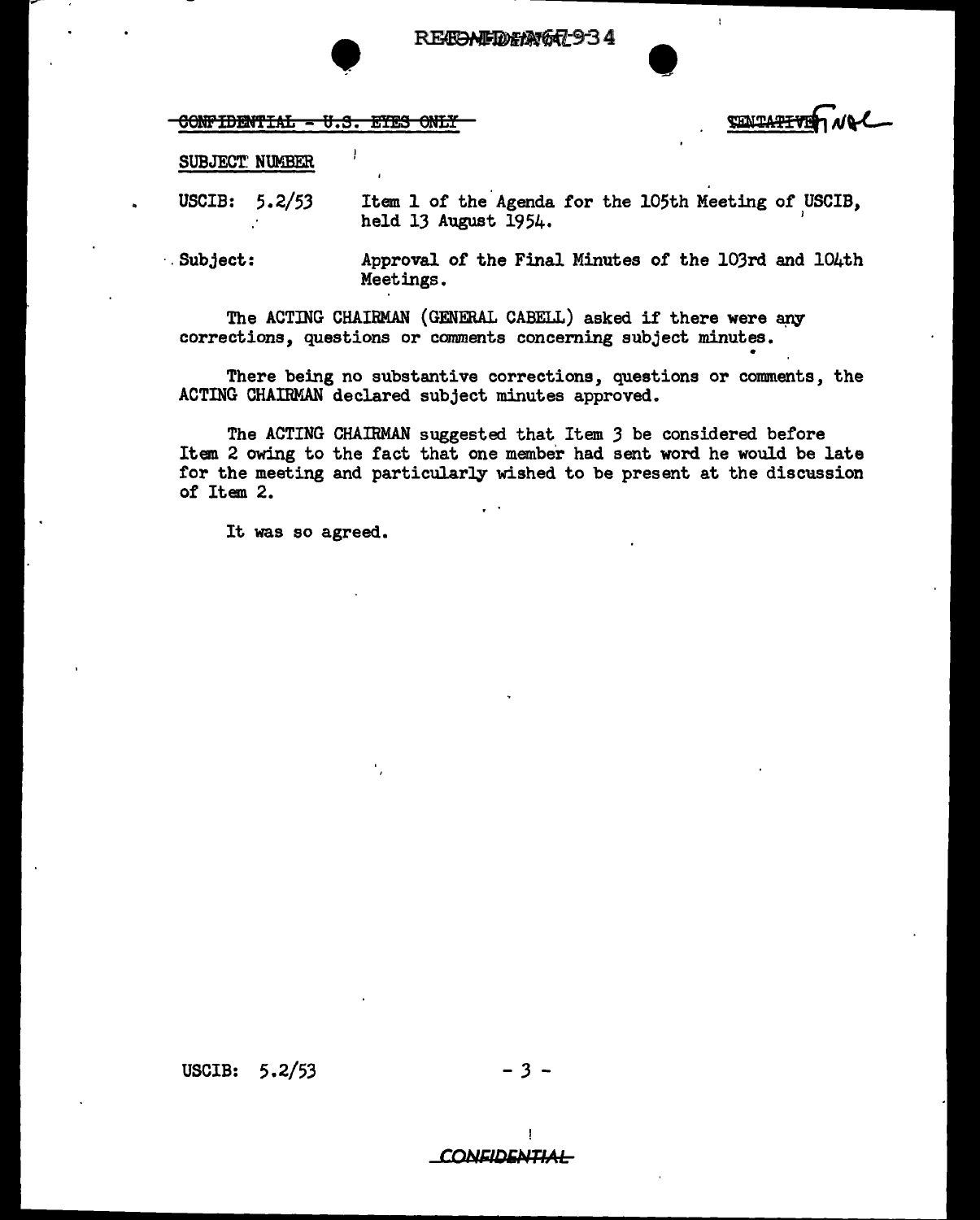CONFIDENTIAL - U.S. EYES ONLY

TENTATIVE FINAL

SUBJECT NUMBER

USCIB: 5.2/53 Item 1 of the Agenda for the 105th Meeting of USCIB, held 13 August 1954.

Subject: Approval of the Final Minutes of the 103rd and 104th Meetings.

The ACTING CHAIRMAN (GENERAL CABELL) asked if there were any corrections, questions or comments concerning subject minutes.

There being no substantive corrections, questions or comments, the ACTING CHAIRMAN declared subject minutes approved.

The ACTING CHAIRMAN suggested that Item 3 be considered before Item 2 owing to the fact that one member had sent word he would be late for the meeting and particularly wished to be present at the discussion of Item 2.

It was so agreed.

USCIB: 5.2/53

CONFIDENTIAL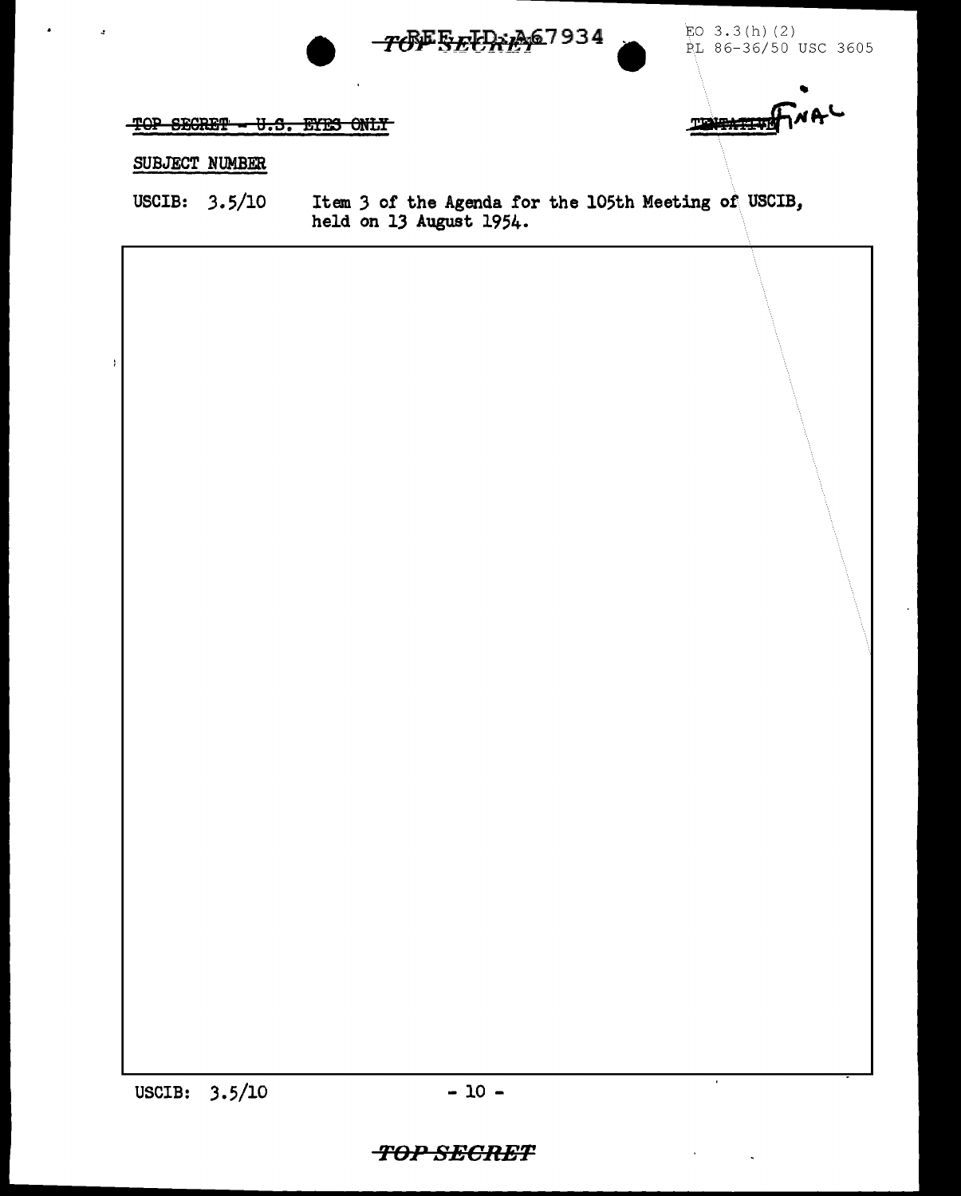EO 3.3(h)(2)
PL 86-36/50 USC 3605

~~TOP SECRET - U.S. EYES ONLY~~

~~TENTATIVE~~ FINAL

SUBJECT NUMBER

USCIB: 3.5/10 Item 3 of the Agenda for the 105th Meeting of USCIB, held on 13 August 1954.

USCIB: 3.5/10

~~TOP SECRET~~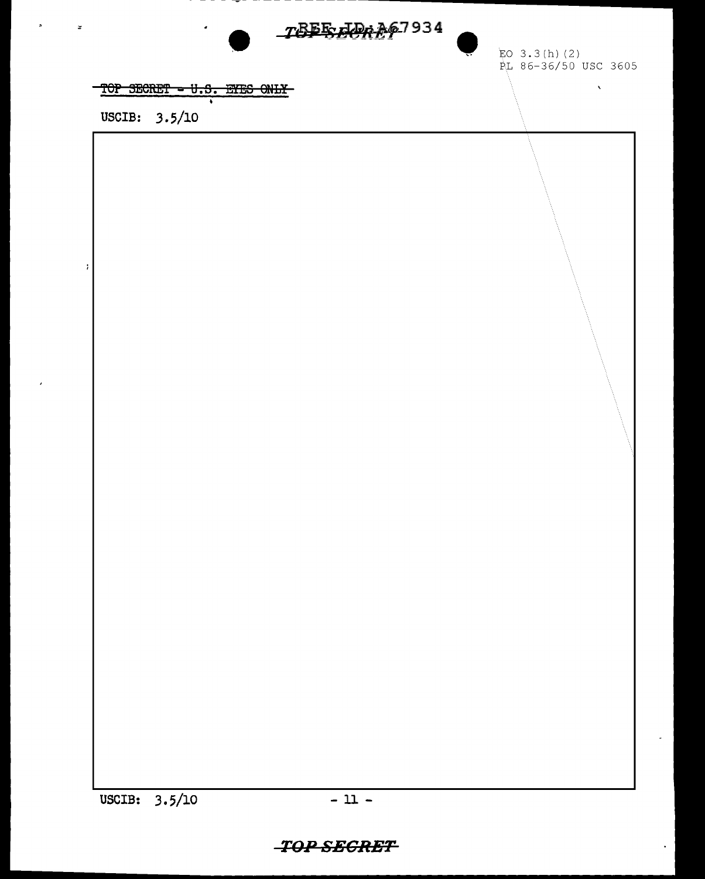EO 3.3(h)(2)
PL 86-36/50 USC 3605

~~TOP SECRET - U.S. EYES ONLY~~

USCIB: 3.5/10

USCIB: 3.5/10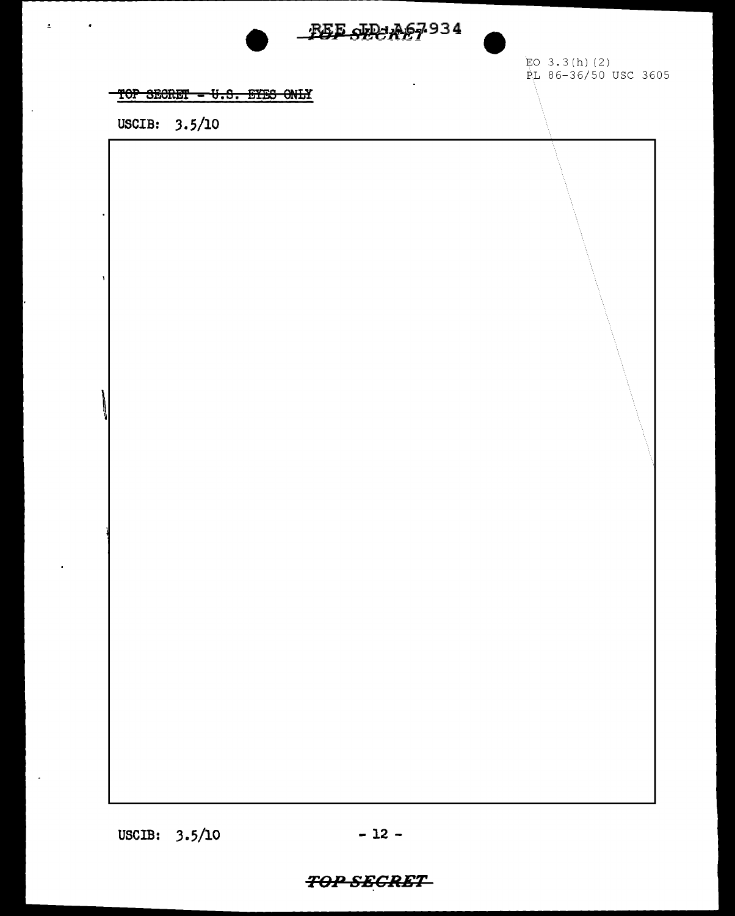EO 3.3(h)(2)
PL 86-36/50 USC 3605

~~TOP SECRET - U.S. EYES ONLY~~

USCIB: 3.5/10

USCIB: 3.5/10

- 12 -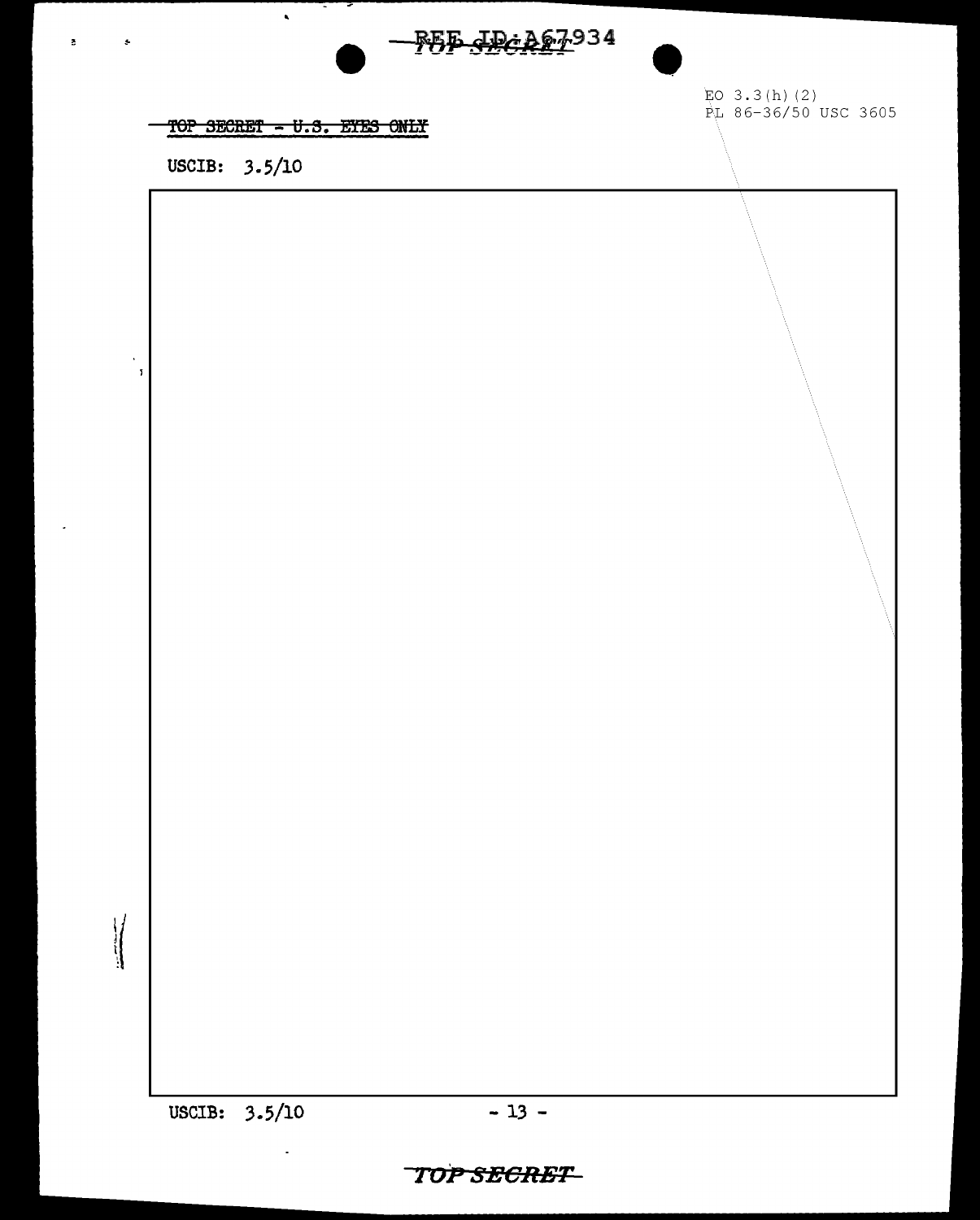EO 3.3(h)(2)
PL 86-36/50 USC 3605

TOP SECRET - U.S. EYES ONLY

USCIB: 3.5/10

USCIB: 3.5/10

TOP SECRET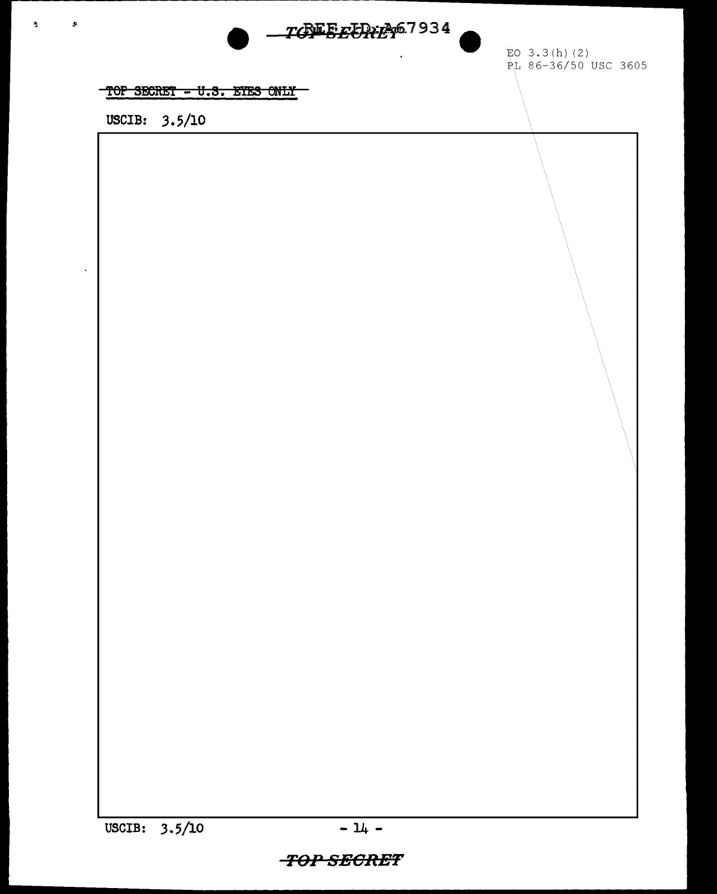EO 3.3(h)(2)
PL 86-36/50 USC 3605

~~TOP SECRET - U.S. EYES ONLY~~

USCIB: 3.5/10

USCIB: 3.5/10

**~~TOP SECRET~~**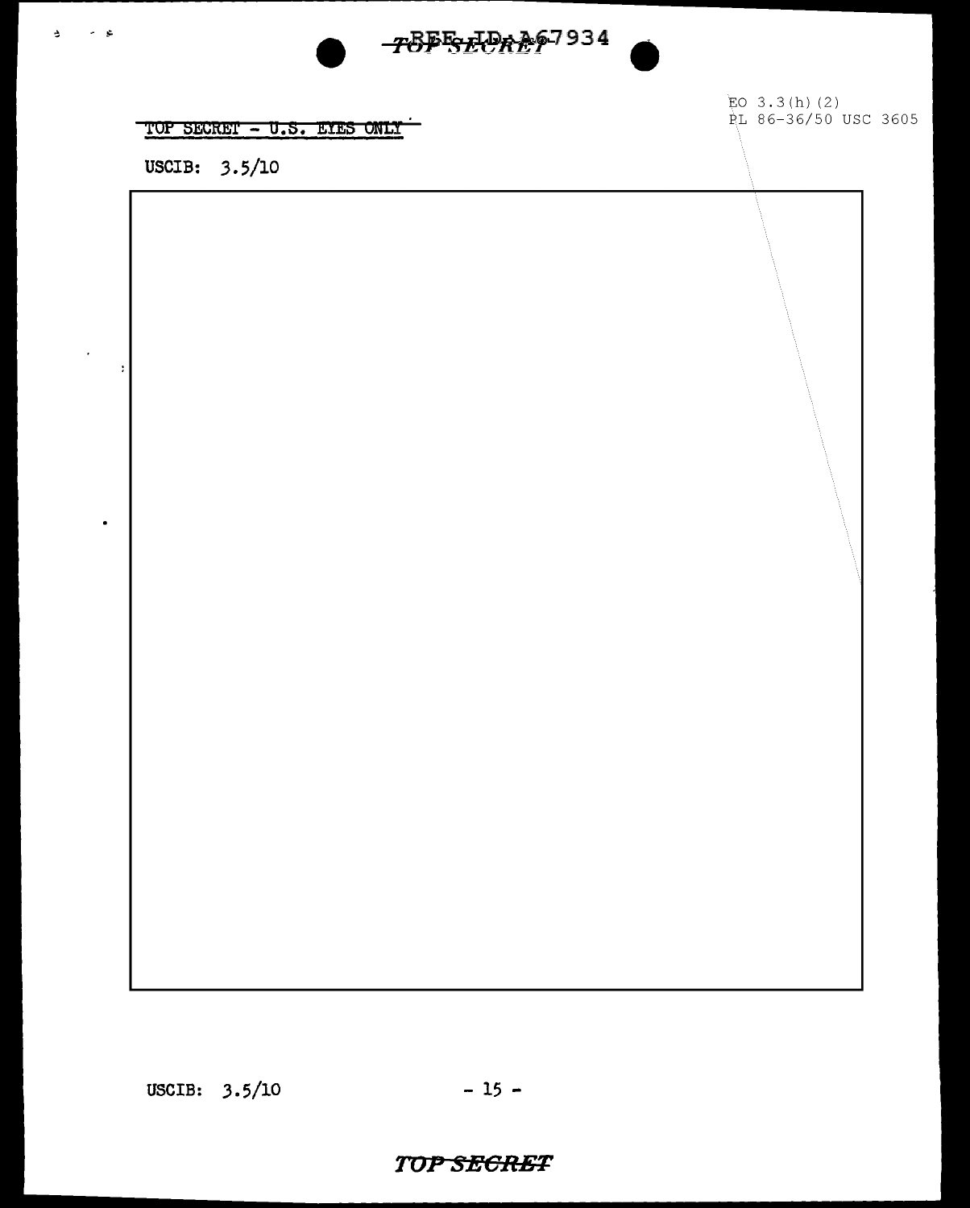TOP SECRET - U.S. EYES ONLY

EO 3.3(h)(2)
PL 86-36/50 USC 3605

USCIB: 3.5/10

USCIB: 3.5/10

TOP SECRET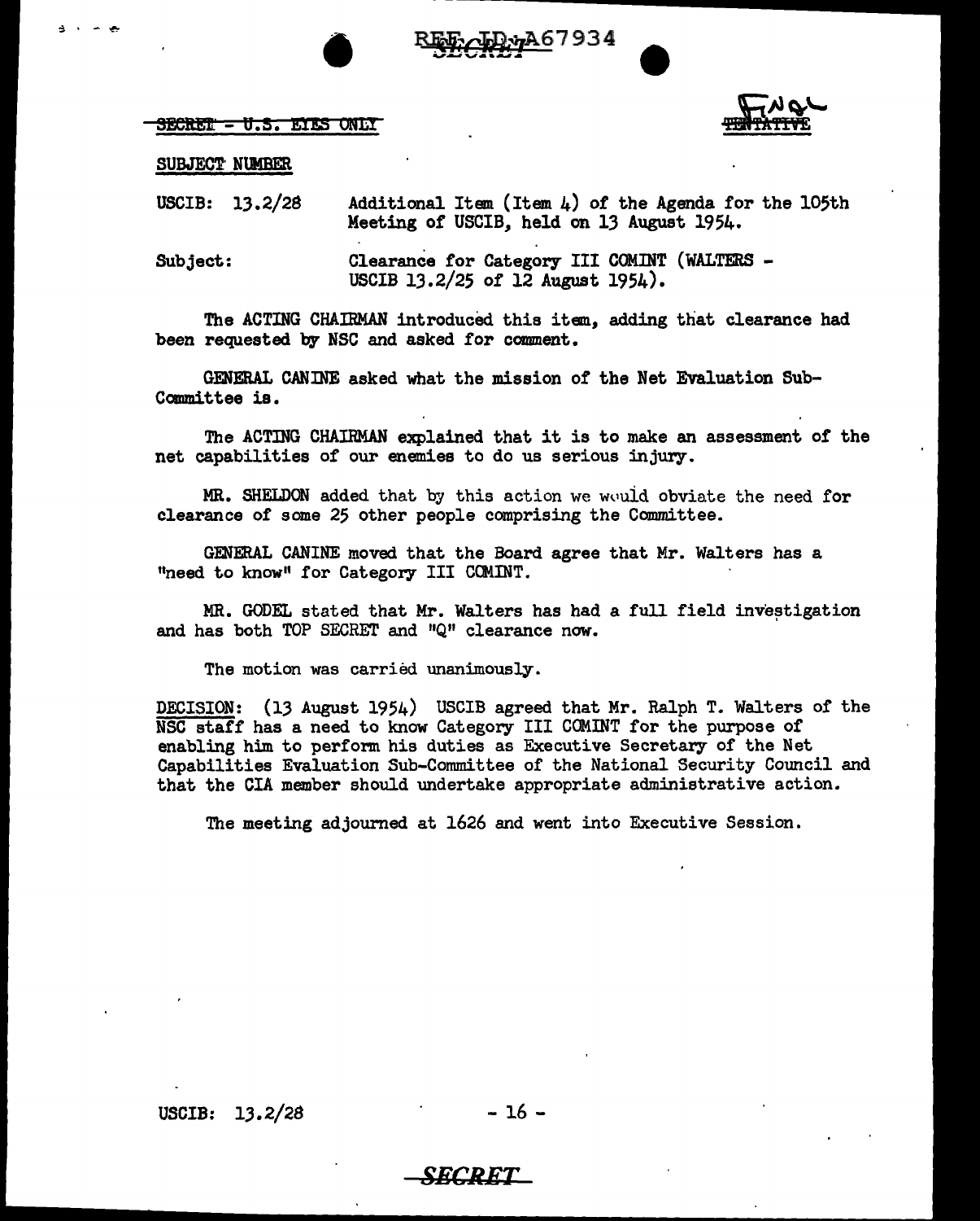SECRET - U.S. EYES ONLY

FINAL
~~TENTATIVE~~

SUBJECT NUMBER

USCIB: 13.2/28 Additional Item (Item 4) of the Agenda for the 105th Meeting of USCIB, held on 13 August 1954.

Subject: Clearance for Category III COMINT (WALTERS - USCIB 13.2/25 of 12 August 1954).

The ACTING CHAIRMAN introduced this item, adding that clearance had been requested by NSC and asked for comment.

GENERAL CANINE asked what the mission of the Net Evaluation Sub-Committee is.

The ACTING CHAIRMAN explained that it is to make an assessment of the net capabilities of our enemies to do us serious injury.

MR. SHELDON added that by this action we would obviate the need for clearance of some 25 other people comprising the Committee.

GENERAL CANINE moved that the Board agree that Mr. Walters has a "need to know" for Category III COMINT.

MR. GODEL stated that Mr. Walters has had a full field investigation and has both TOP SECRET and "Q" clearance now.

The motion was carried unanimously.

DECISION: (13 August 1954) USCIB agreed that Mr. Ralph T. Walters of the NSC staff has a need to know Category III COMINT for the purpose of enabling him to perform his duties as Executive Secretary of the Net Capabilities Evaluation Sub-Committee of the National Security Council and that the CIA member should undertake appropriate administrative action.

The meeting adjourned at 1626 and went into Executive Session.

USCIB: 13.2/28

SECRET